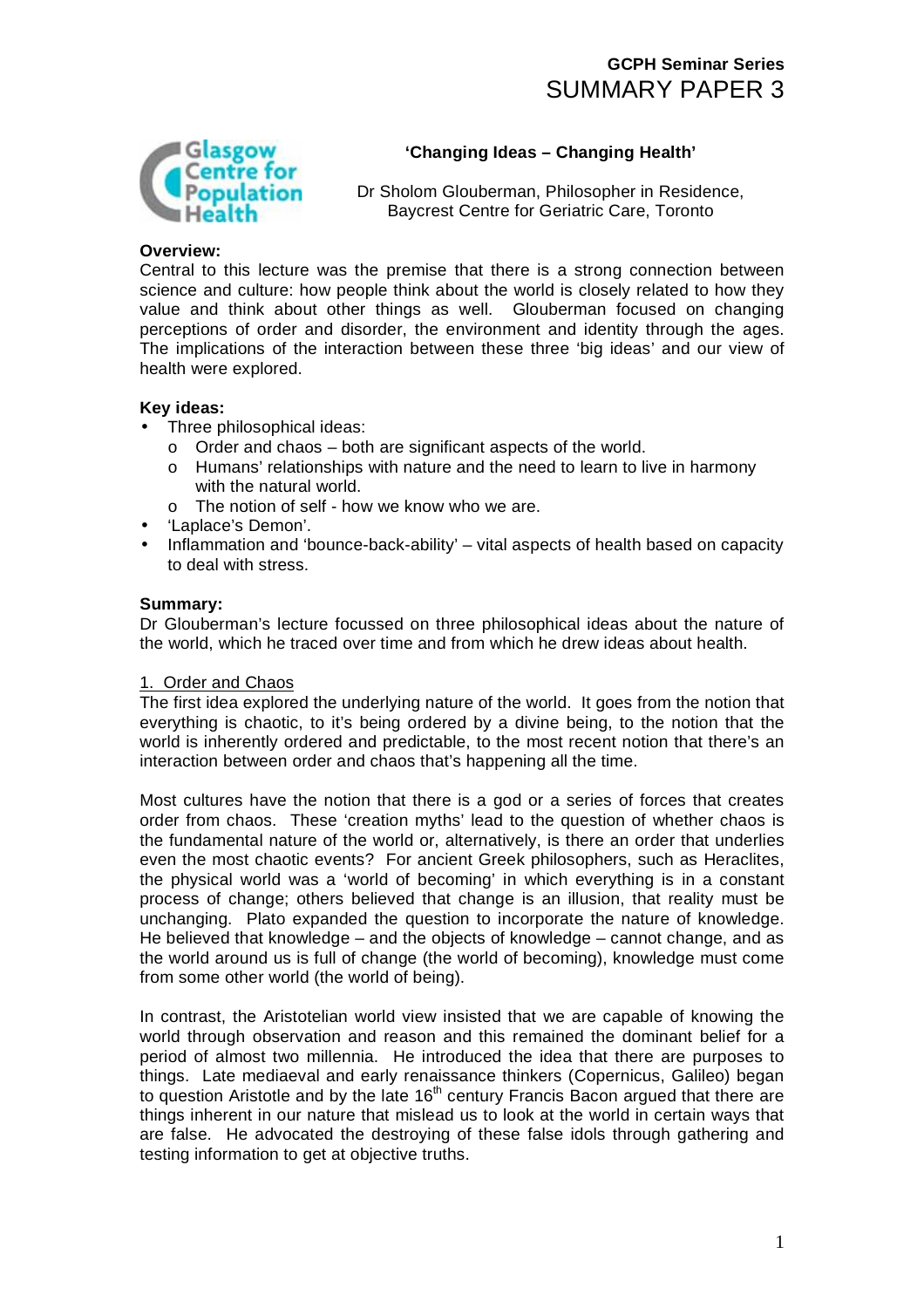**GCPH Seminar Series**

# SUMMARY PAPER 3

**'Changing Ideas – Changing Health'**

Dr Sholom Glouberman, Philosopher in Residence,
Baycrest Centre for Geriatric Care, Toronto

**Overview:**

Central to this lecture was the premise that there is a strong connection between science and culture: how people think about the world is closely related to how they value and think about other things as well. Glouberman focused on changing perceptions of order and disorder, the environment and identity through the ages. The implications of the interaction between these three 'big ideas' and our view of health were explored.

**Key ideas:**

- Three philosophical ideas:
  - Order and chaos – both are significant aspects of the world.
  - Humans' relationships with nature and the need to learn to live in harmony with the natural world.
  - The notion of self - how we know who we are.
- 'Laplace's Demon'.
- Inflammation and 'bounce-back-ability' – vital aspects of health based on capacity to deal with stress.

**Summary:**

Dr Glouberman's lecture focussed on three philosophical ideas about the nature of the world, which he traced over time and from which he drew ideas about health.

1. Order and Chaos

The first idea explored the underlying nature of the world. It goes from the notion that everything is chaotic, to it's being ordered by a divine being, to the notion that the world is inherently ordered and predictable, to the most recent notion that there's an interaction between order and chaos that's happening all the time.

Most cultures have the notion that there is a god or a series of forces that creates order from chaos. These 'creation myths' lead to the question of whether chaos is the fundamental nature of the world or, alternatively, is there an order that underlies even the most chaotic events? For ancient Greek philosophers, such as Heraclites, the physical world was a 'world of becoming' in which everything is in a constant process of change; others believed that change is an illusion, that reality must be unchanging. Plato expanded the question to incorporate the nature of knowledge. He believed that knowledge – and the objects of knowledge – cannot change, and as the world around us is full of change (the world of becoming), knowledge must come from some other world (the world of being).

In contrast, the Aristotelian world view insisted that we are capable of knowing the world through observation and reason and this remained the dominant belief for a period of almost two millennia. He introduced the idea that there are purposes to things. Late mediaeval and early renaissance thinkers (Copernicus, Galileo) began to question Aristotle and by the late 16th century Francis Bacon argued that there are things inherent in our nature that mislead us to look at the world in certain ways that are false. He advocated the destroying of these false idols through gathering and testing information to get at objective truths.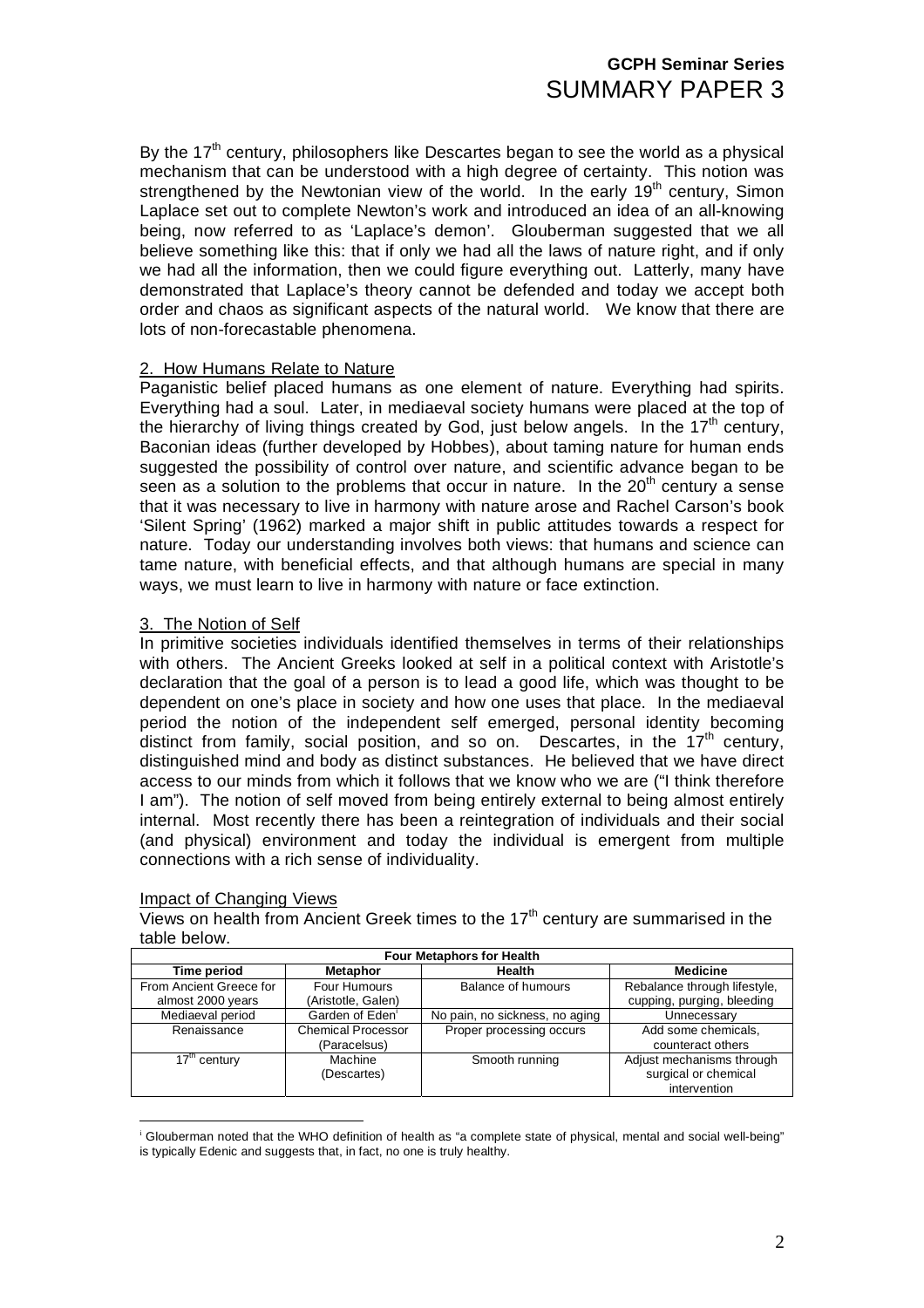By the 17th century, philosophers like Descartes began to see the world as a physical mechanism that can be understood with a high degree of certainty. This notion was strengthened by the Newtonian view of the world. In the early 19th century, Simon Laplace set out to complete Newton's work and introduced an idea of an all-knowing being, now referred to as 'Laplace's demon'. Glouberman suggested that we all believe something like this: that if only we had all the laws of nature right, and if only we had all the information, then we could figure everything out. Latterly, many have demonstrated that Laplace's theory cannot be defended and today we accept both order and chaos as significant aspects of the natural world. We know that there are lots of non-forecastable phenomena.

## 2. How Humans Relate to Nature

Paganistic belief placed humans as one element of nature. Everything had spirits. Everything had a soul. Later, in mediaeval society humans were placed at the top of the hierarchy of living things created by God, just below angels. In the 17th century, Baconian ideas (further developed by Hobbes), about taming nature for human ends suggested the possibility of control over nature, and scientific advance began to be seen as a solution to the problems that occur in nature. In the 20th century a sense that it was necessary to live in harmony with nature arose and Rachel Carson's book 'Silent Spring' (1962) marked a major shift in public attitudes towards a respect for nature. Today our understanding involves both views: that humans and science can tame nature, with beneficial effects, and that although humans are special in many ways, we must learn to live in harmony with nature or face extinction.

## 3. The Notion of Self

In primitive societies individuals identified themselves in terms of their relationships with others. The Ancient Greeks looked at self in a political context with Aristotle's declaration that the goal of a person is to lead a good life, which was thought to be dependent on one's place in society and how one uses that place. In the mediaeval period the notion of the independent self emerged, personal identity becoming distinct from family, social position, and so on. Descartes, in the 17th century, distinguished mind and body as distinct substances. He believed that we have direct access to our minds from which it follows that we know who we are ("I think therefore I am"). The notion of self moved from being entirely external to being almost entirely internal. Most recently there has been a reintegration of individuals and their social (and physical) environment and today the individual is emergent from multiple connections with a rich sense of individuality.

## Impact of Changing Views

Views on health from Ancient Greek times to the 17th century are summarised in the table below.

| **Four Metaphors for Health** | | | |
|---|---|---|---|
| **Time period** | **Metaphor** | **Health** | **Medicine** |
| From Ancient Greece for almost 2000 years | Four Humours (Aristotle, Galen) | Balance of humours | Rebalance through lifestyle, cupping, purging, bleeding |
| Mediaeval period | Garden of Eden[i] | No pain, no sickness, no aging | Unnecessary |
| Renaissance | Chemical Processor (Paracelsus) | Proper processing occurs | Add some chemicals, counteract others |
| 17th century | Machine (Descartes) | Smooth running | Adjust mechanisms through surgical or chemical intervention |

[i] Glouberman noted that the WHO definition of health as "a complete state of physical, mental and social well-being" is typically Edenic and suggests that, in fact, no one is truly healthy.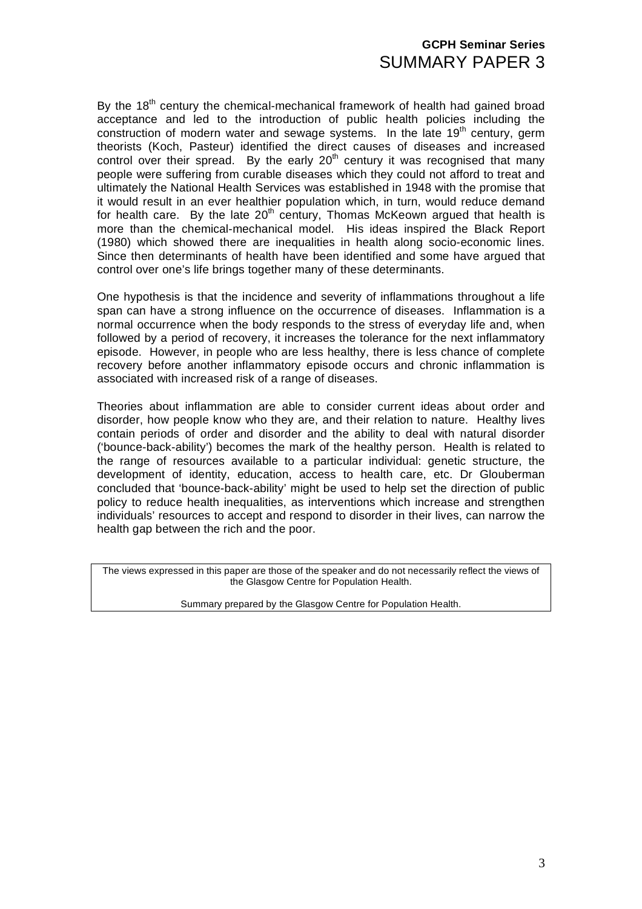By the 18th century the chemical-mechanical framework of health had gained broad acceptance and led to the introduction of public health policies including the construction of modern water and sewage systems. In the late 19th century, germ theorists (Koch, Pasteur) identified the direct causes of diseases and increased control over their spread. By the early 20th century it was recognised that many people were suffering from curable diseases which they could not afford to treat and ultimately the National Health Services was established in 1948 with the promise that it would result in an ever healthier population which, in turn, would reduce demand for health care. By the late 20th century, Thomas McKeown argued that health is more than the chemical-mechanical model. His ideas inspired the Black Report (1980) which showed there are inequalities in health along socio-economic lines. Since then determinants of health have been identified and some have argued that control over one's life brings together many of these determinants.

One hypothesis is that the incidence and severity of inflammations throughout a life span can have a strong influence on the occurrence of diseases. Inflammation is a normal occurrence when the body responds to the stress of everyday life and, when followed by a period of recovery, it increases the tolerance for the next inflammatory episode. However, in people who are less healthy, there is less chance of complete recovery before another inflammatory episode occurs and chronic inflammation is associated with increased risk of a range of diseases.

Theories about inflammation are able to consider current ideas about order and disorder, how people know who they are, and their relation to nature. Healthy lives contain periods of order and disorder and the ability to deal with natural disorder ('bounce-back-ability') becomes the mark of the healthy person. Health is related to the range of resources available to a particular individual: genetic structure, the development of identity, education, access to health care, etc. Dr Glouberman concluded that 'bounce-back-ability' might be used to help set the direction of public policy to reduce health inequalities, as interventions which increase and strengthen individuals' resources to accept and respond to disorder in their lives, can narrow the health gap between the rich and the poor.

The views expressed in this paper are those of the speaker and do not necessarily reflect the views of the Glasgow Centre for Population Health.

Summary prepared by the Glasgow Centre for Population Health.